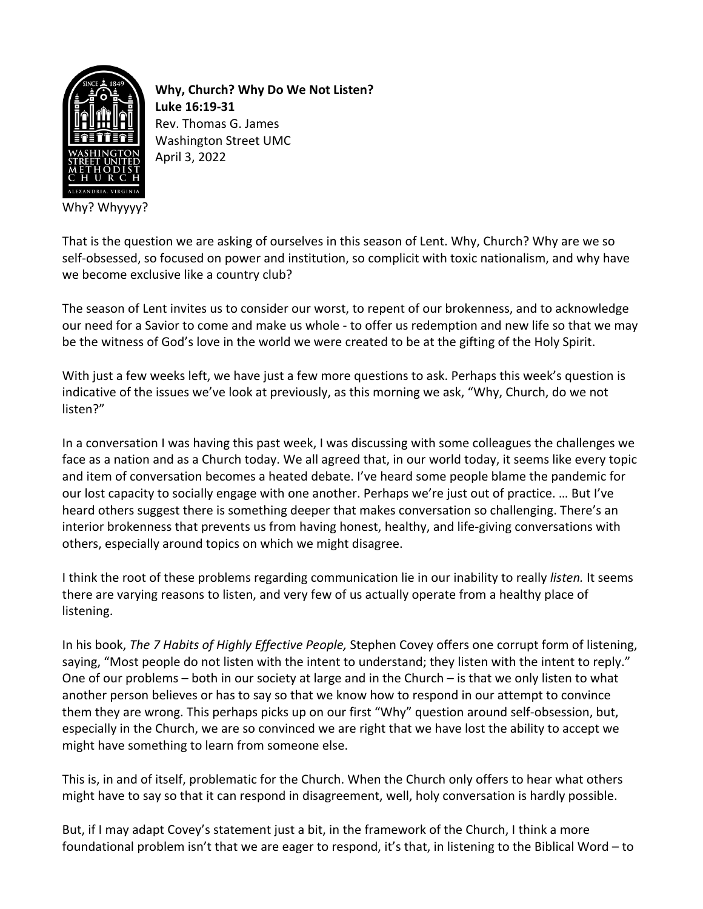**Why, Church? Why Do We Not Listen?**
**Luke 16:19-31**
Rev. Thomas G. James
Washington Street UMC
April 3, 2022

Why? Whyyyy?

That is the question we are asking of ourselves in this season of Lent. Why, Church? Why are we so self-obsessed, so focused on power and institution, so complicit with toxic nationalism, and why have we become exclusive like a country club?

The season of Lent invites us to consider our worst, to repent of our brokenness, and to acknowledge our need for a Savior to come and make us whole - to offer us redemption and new life so that we may be the witness of God's love in the world we were created to be at the gifting of the Holy Spirit.

With just a few weeks left, we have just a few more questions to ask. Perhaps this week's question is indicative of the issues we've look at previously, as this morning we ask, "Why, Church, do we not listen?"

In a conversation I was having this past week, I was discussing with some colleagues the challenges we face as a nation and as a Church today. We all agreed that, in our world today, it seems like every topic and item of conversation becomes a heated debate. I've heard some people blame the pandemic for our lost capacity to socially engage with one another. Perhaps we're just out of practice. … But I've heard others suggest there is something deeper that makes conversation so challenging. There's an interior brokenness that prevents us from having honest, healthy, and life-giving conversations with others, especially around topics on which we might disagree.

I think the root of these problems regarding communication lie in our inability to really *listen.* It seems there are varying reasons to listen, and very few of us actually operate from a healthy place of listening.

In his book, *The 7 Habits of Highly Effective People,* Stephen Covey offers one corrupt form of listening, saying, "Most people do not listen with the intent to understand; they listen with the intent to reply." One of our problems – both in our society at large and in the Church – is that we only listen to what another person believes or has to say so that we know how to respond in our attempt to convince them they are wrong. This perhaps picks up on our first "Why" question around self-obsession, but, especially in the Church, we are so convinced we are right that we have lost the ability to accept we might have something to learn from someone else.

This is, in and of itself, problematic for the Church. When the Church only offers to hear what others might have to say so that it can respond in disagreement, well, holy conversation is hardly possible.

But, if I may adapt Covey's statement just a bit, in the framework of the Church, I think a more foundational problem isn't that we are eager to respond, it's that, in listening to the Biblical Word – to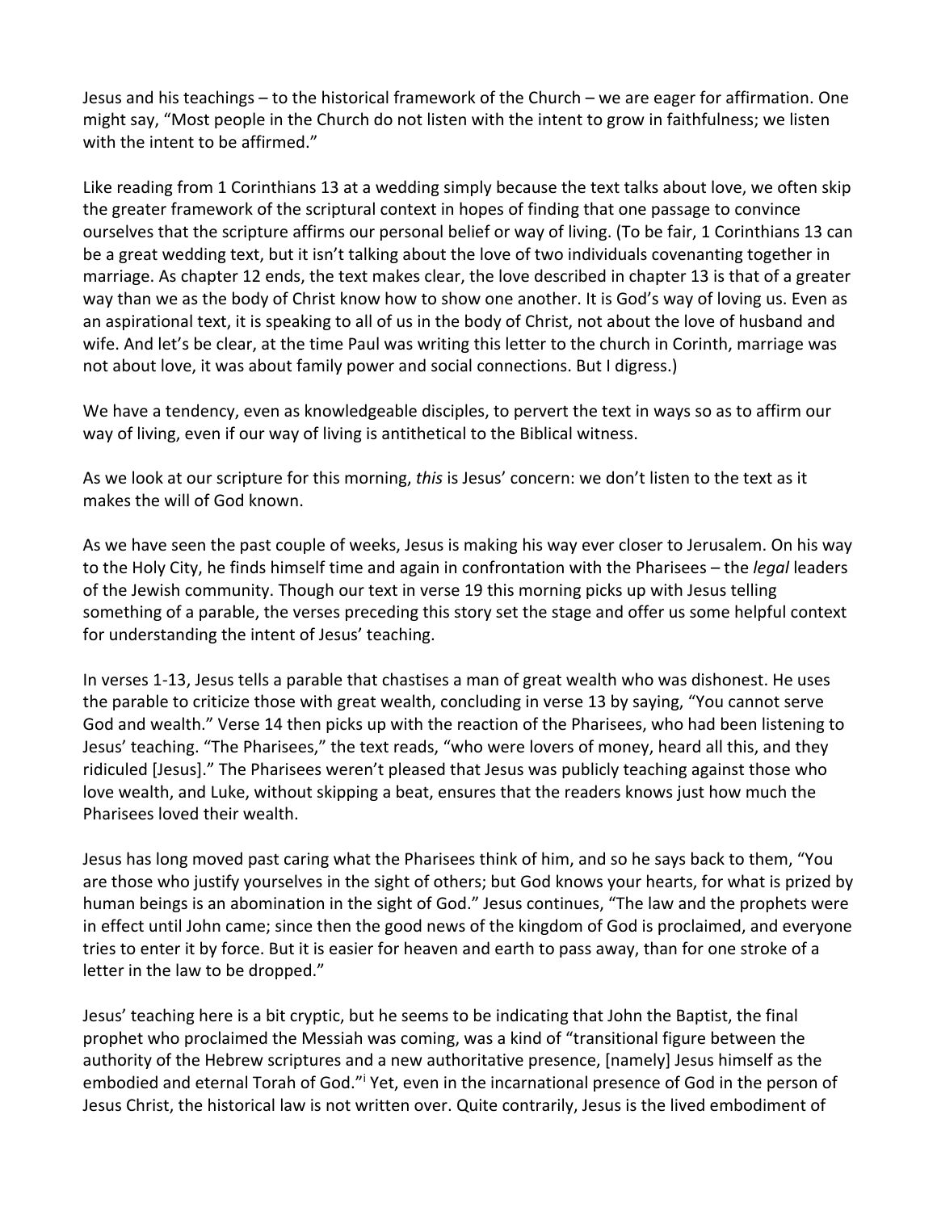Jesus and his teachings – to the historical framework of the Church – we are eager for affirmation. One might say, "Most people in the Church do not listen with the intent to grow in faithfulness; we listen with the intent to be affirmed."

Like reading from 1 Corinthians 13 at a wedding simply because the text talks about love, we often skip the greater framework of the scriptural context in hopes of finding that one passage to convince ourselves that the scripture affirms our personal belief or way of living. (To be fair, 1 Corinthians 13 can be a great wedding text, but it isn't talking about the love of two individuals covenanting together in marriage. As chapter 12 ends, the text makes clear, the love described in chapter 13 is that of a greater way than we as the body of Christ know how to show one another. It is God's way of loving us. Even as an aspirational text, it is speaking to all of us in the body of Christ, not about the love of husband and wife. And let's be clear, at the time Paul was writing this letter to the church in Corinth, marriage was not about love, it was about family power and social connections. But I digress.)

We have a tendency, even as knowledgeable disciples, to pervert the text in ways so as to affirm our way of living, even if our way of living is antithetical to the Biblical witness.

As we look at our scripture for this morning, *this* is Jesus' concern: we don't listen to the text as it makes the will of God known.

As we have seen the past couple of weeks, Jesus is making his way ever closer to Jerusalem. On his way to the Holy City, he finds himself time and again in confrontation with the Pharisees – the *legal* leaders of the Jewish community. Though our text in verse 19 this morning picks up with Jesus telling something of a parable, the verses preceding this story set the stage and offer us some helpful context for understanding the intent of Jesus' teaching.

In verses 1-13, Jesus tells a parable that chastises a man of great wealth who was dishonest. He uses the parable to criticize those with great wealth, concluding in verse 13 by saying, "You cannot serve God and wealth." Verse 14 then picks up with the reaction of the Pharisees, who had been listening to Jesus' teaching. "The Pharisees," the text reads, "who were lovers of money, heard all this, and they ridiculed [Jesus]." The Pharisees weren't pleased that Jesus was publicly teaching against those who love wealth, and Luke, without skipping a beat, ensures that the readers knows just how much the Pharisees loved their wealth.

Jesus has long moved past caring what the Pharisees think of him, and so he says back to them, "You are those who justify yourselves in the sight of others; but God knows your hearts, for what is prized by human beings is an abomination in the sight of God." Jesus continues, "The law and the prophets were in effect until John came; since then the good news of the kingdom of God is proclaimed, and everyone tries to enter it by force. But it is easier for heaven and earth to pass away, than for one stroke of a letter in the law to be dropped."

Jesus' teaching here is a bit cryptic, but he seems to be indicating that John the Baptist, the final prophet who proclaimed the Messiah was coming, was a kind of "transitional figure between the authority of the Hebrew scriptures and a new authoritative presence, [namely] Jesus himself as the embodied and eternal Torah of God."[i] Yet, even in the incarnational presence of God in the person of Jesus Christ, the historical law is not written over. Quite contrarily, Jesus is the lived embodiment of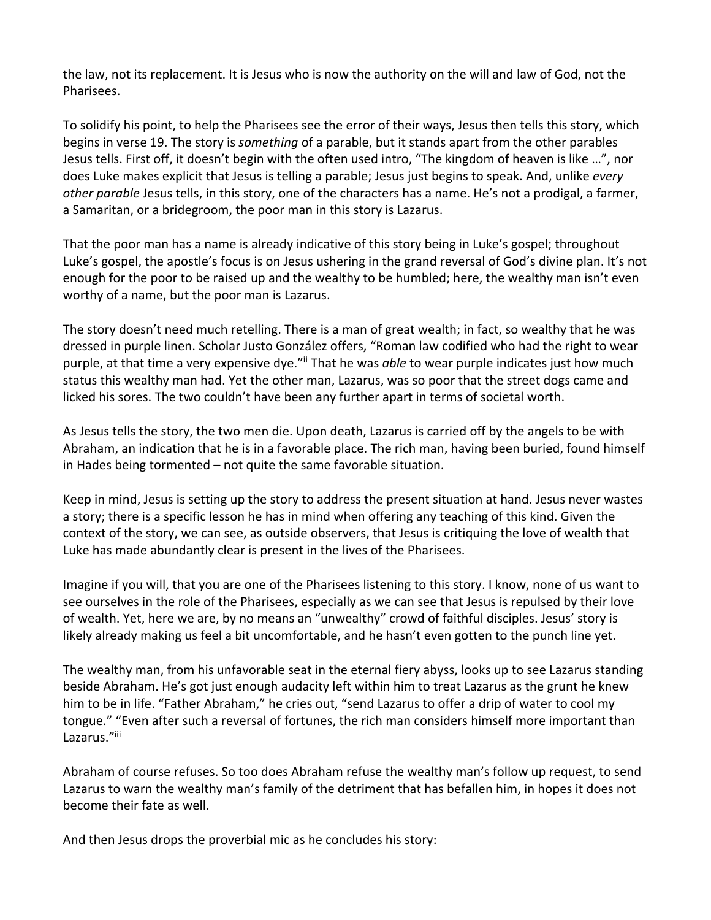the law, not its replacement. It is Jesus who is now the authority on the will and law of God, not the Pharisees.

To solidify his point, to help the Pharisees see the error of their ways, Jesus then tells this story, which begins in verse 19. The story is *something* of a parable, but it stands apart from the other parables Jesus tells. First off, it doesn't begin with the often used intro, "The kingdom of heaven is like …", nor does Luke makes explicit that Jesus is telling a parable; Jesus just begins to speak. And, unlike *every other parable* Jesus tells, in this story, one of the characters has a name. He's not a prodigal, a farmer, a Samaritan, or a bridegroom, the poor man in this story is Lazarus.

That the poor man has a name is already indicative of this story being in Luke's gospel; throughout Luke's gospel, the apostle's focus is on Jesus ushering in the grand reversal of God's divine plan. It's not enough for the poor to be raised up and the wealthy to be humbled; here, the wealthy man isn't even worthy of a name, but the poor man is Lazarus.

The story doesn't need much retelling. There is a man of great wealth; in fact, so wealthy that he was dressed in purple linen. Scholar Justo González offers, "Roman law codified who had the right to wear purple, at that time a very expensive dye."[ii] That he was *able* to wear purple indicates just how much status this wealthy man had. Yet the other man, Lazarus, was so poor that the street dogs came and licked his sores. The two couldn't have been any further apart in terms of societal worth.

As Jesus tells the story, the two men die. Upon death, Lazarus is carried off by the angels to be with Abraham, an indication that he is in a favorable place. The rich man, having been buried, found himself in Hades being tormented – not quite the same favorable situation.

Keep in mind, Jesus is setting up the story to address the present situation at hand. Jesus never wastes a story; there is a specific lesson he has in mind when offering any teaching of this kind. Given the context of the story, we can see, as outside observers, that Jesus is critiquing the love of wealth that Luke has made abundantly clear is present in the lives of the Pharisees.

Imagine if you will, that you are one of the Pharisees listening to this story. I know, none of us want to see ourselves in the role of the Pharisees, especially as we can see that Jesus is repulsed by their love of wealth. Yet, here we are, by no means an "unwealthy" crowd of faithful disciples. Jesus' story is likely already making us feel a bit uncomfortable, and he hasn't even gotten to the punch line yet.

The wealthy man, from his unfavorable seat in the eternal fiery abyss, looks up to see Lazarus standing beside Abraham. He's got just enough audacity left within him to treat Lazarus as the grunt he knew him to be in life. "Father Abraham," he cries out, "send Lazarus to offer a drip of water to cool my tongue." "Even after such a reversal of fortunes, the rich man considers himself more important than Lazarus."[iii]

Abraham of course refuses. So too does Abraham refuse the wealthy man's follow up request, to send Lazarus to warn the wealthy man's family of the detriment that has befallen him, in hopes it does not become their fate as well.

And then Jesus drops the proverbial mic as he concludes his story: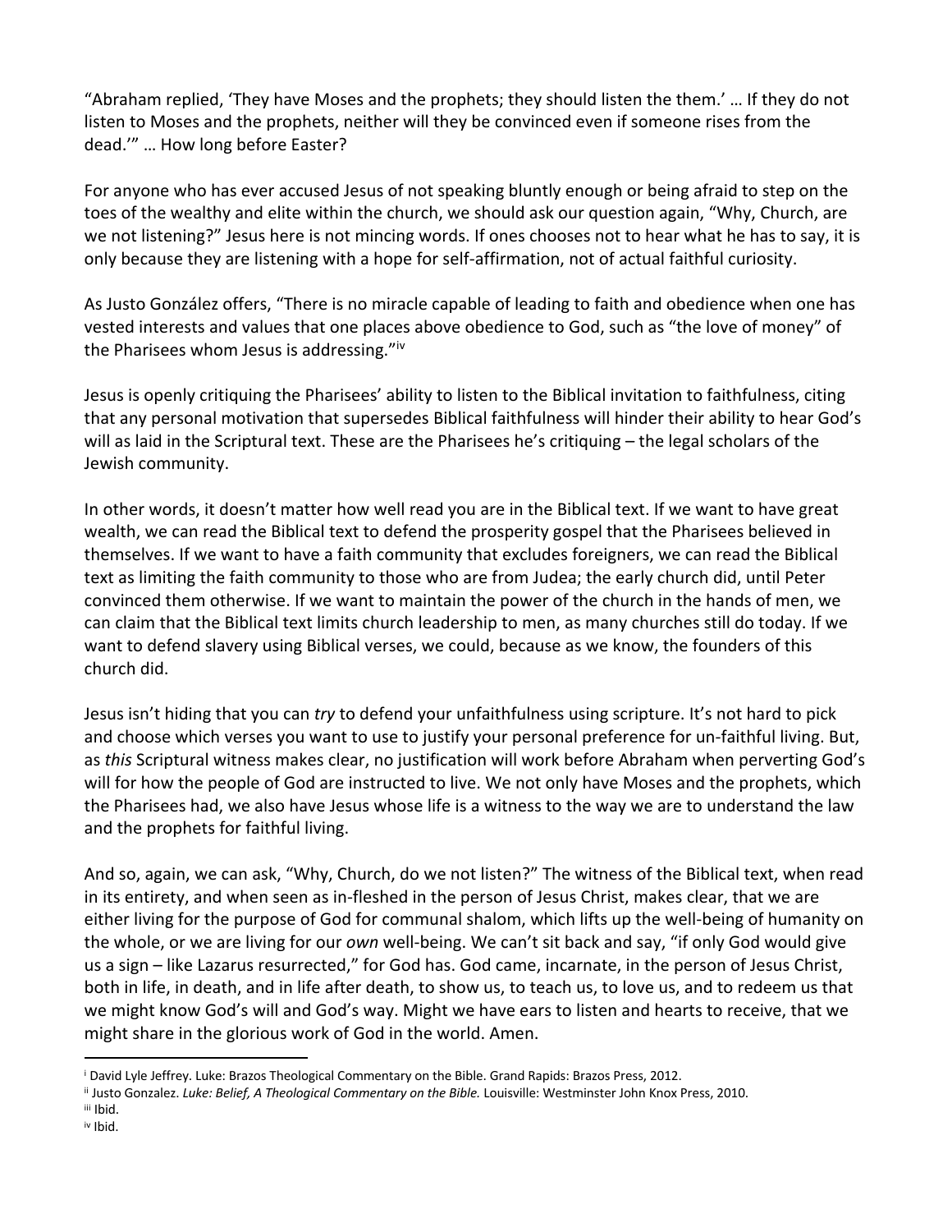"Abraham replied, 'They have Moses and the prophets; they should listen the them.' … If they do not listen to Moses and the prophets, neither will they be convinced even if someone rises from the dead.'" … How long before Easter?

For anyone who has ever accused Jesus of not speaking bluntly enough or being afraid to step on the toes of the wealthy and elite within the church, we should ask our question again, "Why, Church, are we not listening?" Jesus here is not mincing words. If ones chooses not to hear what he has to say, it is only because they are listening with a hope for self-affirmation, not of actual faithful curiosity.

As Justo González offers, "There is no miracle capable of leading to faith and obedience when one has vested interests and values that one places above obedience to God, such as "the love of money" of the Pharisees whom Jesus is addressing."[iv]

Jesus is openly critiquing the Pharisees' ability to listen to the Biblical invitation to faithfulness, citing that any personal motivation that supersedes Biblical faithfulness will hinder their ability to hear God's will as laid in the Scriptural text. These are the Pharisees he's critiquing – the legal scholars of the Jewish community.

In other words, it doesn't matter how well read you are in the Biblical text. If we want to have great wealth, we can read the Biblical text to defend the prosperity gospel that the Pharisees believed in themselves. If we want to have a faith community that excludes foreigners, we can read the Biblical text as limiting the faith community to those who are from Judea; the early church did, until Peter convinced them otherwise. If we want to maintain the power of the church in the hands of men, we can claim that the Biblical text limits church leadership to men, as many churches still do today. If we want to defend slavery using Biblical verses, we could, because as we know, the founders of this church did.

Jesus isn't hiding that you can *try* to defend your unfaithfulness using scripture. It's not hard to pick and choose which verses you want to use to justify your personal preference for un-faithful living. But, as *this* Scriptural witness makes clear, no justification will work before Abraham when perverting God's will for how the people of God are instructed to live. We not only have Moses and the prophets, which the Pharisees had, we also have Jesus whose life is a witness to the way we are to understand the law and the prophets for faithful living.

And so, again, we can ask, "Why, Church, do we not listen?" The witness of the Biblical text, when read in its entirety, and when seen as in-fleshed in the person of Jesus Christ, makes clear, that we are either living for the purpose of God for communal shalom, which lifts up the well-being of humanity on the whole, or we are living for our *own* well-being. We can't sit back and say, "if only God would give us a sign – like Lazarus resurrected," for God has. God came, incarnate, in the person of Jesus Christ, both in life, in death, and in life after death, to show us, to teach us, to love us, and to redeem us that we might know God's will and God's way. Might we have ears to listen and hearts to receive, that we might share in the glorious work of God in the world. Amen.

---

[i] David Lyle Jeffrey. Luke: Brazos Theological Commentary on the Bible. Grand Rapids: Brazos Press, 2012.

[ii] Justo Gonzalez. *Luke: Belief, A Theological Commentary on the Bible.* Louisville: Westminster John Knox Press, 2010.

[iii] Ibid.

[iv] Ibid.